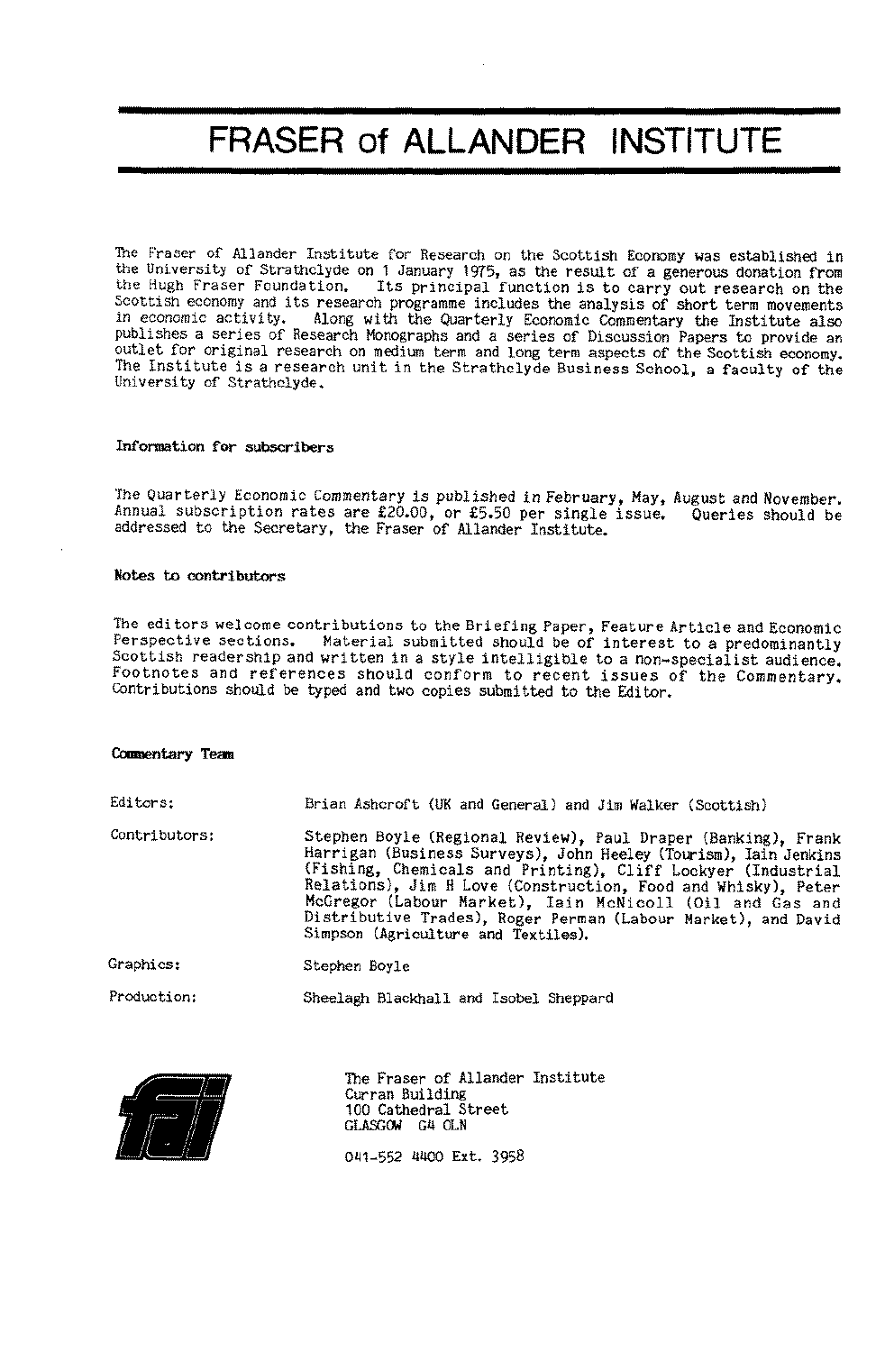# FRASER of ALLANDER INSTITUTE

The Fraser of Allander Institute for Research on the Scottish Economy was established in the University of Strathclyde on 1 January 1975, as the result of a generous donation from the Hugh Fraser Foundation. Its principal function is to carry out research on the Scottish economy and its research programme includes the analysis of short term movements in economic activity. Along with the Quarterly Economic Commentary the Institute also publishes a series of Research Monographs and a series of Discussion Papers to provide an outlet for original research on medium term and long term aspects of the Scottish economy. The Institute is a research unit in the Strathclyde Business School, a faculty of the University of Strathclyde.

**Information for subscribers**

The Quarterly Economic Commentary is published in February, May, August and November. Annual subscription rates are £20.00, or £5.50 per single issue. Queries should be addressed to the Secretary, the Fraser of Allander Institute.

**Notes to contributors**

The editors welcome contributions to the Briefing Paper, Feature Article and Economic Perspective sections. Material submitted should be of interest to a predominantly Scottish readership and written in a style intelligible to a non-specialist audience. Footnotes and references should conform to recent issues of the Commentary. Contributions should be typed and two copies submitted to the Editor.

**Commentary Team**

Editors: Brian Ashcroft (UK and General) and Jim Walker (Scottish)

Contributors: Stephen Boyle (Regional Review), Paul Draper (Banking), Frank Harrigan (Business Surveys), John Heeley (Tourism), Iain Jenkins (Fishing, Chemicals and Printing), Cliff Lockyer (Industrial Relations), Jim H Love (Construction, Food and Whisky), Peter McGregor (Labour Market), Iain McNicoll (Oil and Gas and Distributive Trades), Roger Perman (Labour Market), and David Simpson (Agriculture and Textiles).

Graphics: Stephen Boyle

Production: Sheelagh Blackhall and Isobel Sheppard

The Fraser of Allander Institute
Curran Building
100 Cathedral Street
GLASGOW G4 0LN

041-552 4400 Ext. 3958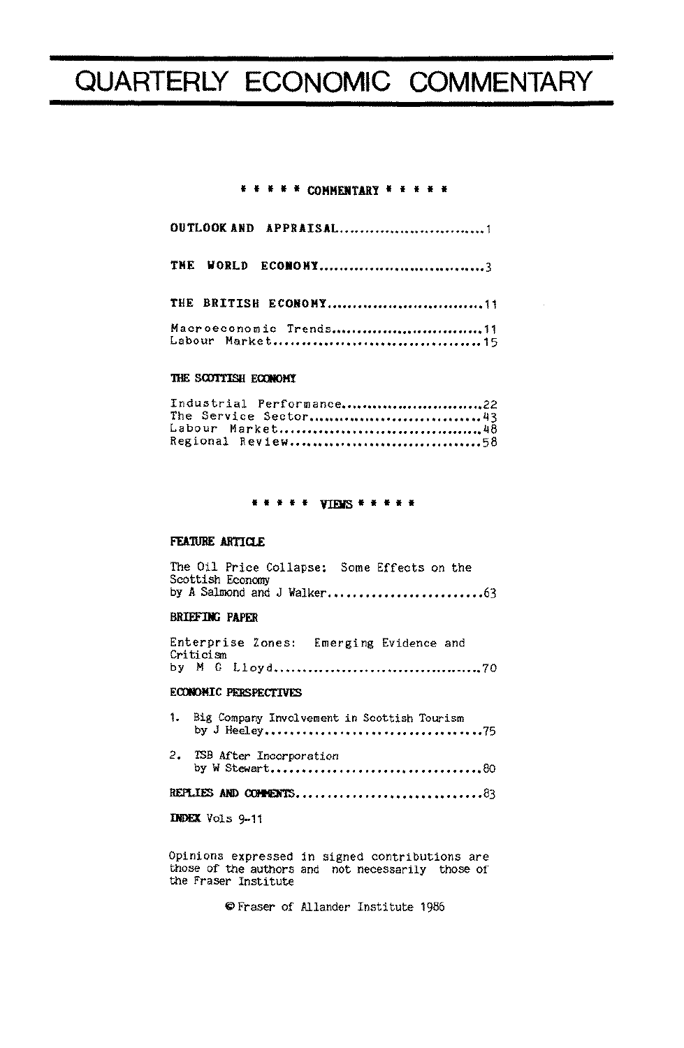# QUARTERLY ECONOMIC COMMENTARY

## * * * * * COMMENTARY * * * * *

**OUTLOOK AND APPRAISAL**............................1

**THE WORLD ECONOMY**................................3

**THE BRITISH ECONOMY**..............................11

Macroeconomic Trends.............................11
Labour Market....................................15

**THE SCOTTISH ECONOMY**

Industrial Performance...........................22
The Service Sector...............................43
Labour Market....................................48
Regional Review..................................58

## * * * * * VIEWS * * * * *

**FEATURE ARTICLE**

The Oil Price Collapse: Some Effects on the Scottish Economy
by A Salmond and J Walker.........................63

**BRIEFING PAPER**

Enterprise Zones: Emerging Evidence and Criticism
by M G Lloyd.....................................70

**ECONOMIC PERSPECTIVES**

1. Big Company Involvement in Scottish Tourism
   by J Heeley...................................75

2. TSB After Incorporation
   by W Stewart..................................80

**REPLIES AND COMMENTS**..............................83

**INDEX** Vols 9-11

Opinions expressed in signed contributions are those of the authors and not necessarily those of the Fraser Institute

© Fraser of Allander Institute 1986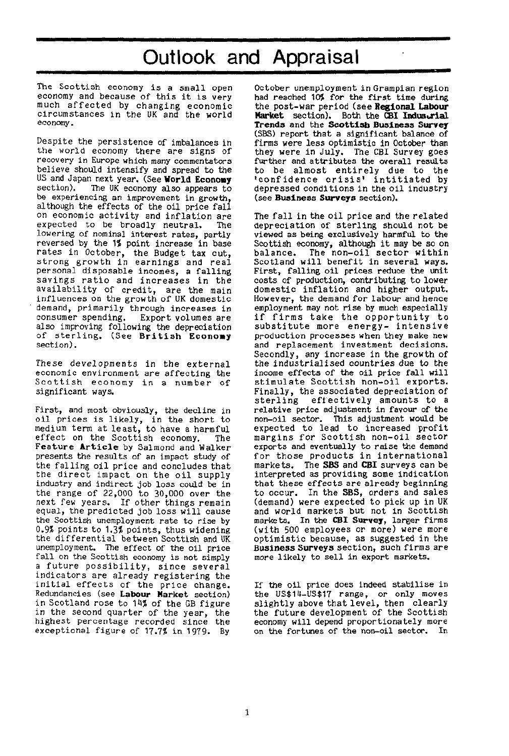# Outlook and Appraisal

The Scottish economy is a small open economy and because of this it is very much affected by changing economic circumstances in the UK and the world economy.

Despite the persistence of imbalances in the world economy there are signs of recovery in Europe which many commentators believe should intensify and spread to the US and Japan next year. (See **World Economy** section). The UK economy also appears to be experiencing an improvement in growth, although the effects of the oil price fall on economic activity and inflation are expected to be broadly neutral. The lowering of nominal interest rates, partly reversed by the 1% point increase in base rates in October, the Budget tax cut, strong growth in earnings and real personal disposable incomes, a falling savings ratio and increases in the availability of credit, are the main influences on the growth of UK domestic demand, primarily through increases in consumer spending. Export volumes are also improving following the depreciation of sterling. (See **British Economy** section).

These developments in the external economic environment are affecting the Scottish economy in a number of significant ways.

First, and most obviously, the decline in oil prices is likely, in the short to medium term at least, to have a harmful effect on the Scottish economy. The **Feature Article** by Salmond and Walker presents the results of an impact study of the falling oil price and concludes that the direct impact on the oil supply industry and indirect job loss could be in the range of 22,000 to 30,000 over the next few years. If other things remain equal, the predicted job loss will cause the Scottish unemployment rate to rise by 0.9% points to 1.3% points, thus widening the differential between Scottish and UK unemployment. The effect of the oil price fall on the Scottish economy is not simply a future possibility, since several indicators are already registering the initial effects of the price change. Redundancies (see **Labour Market** section) in Scotland rose to 14% of the GB figure in the second quarter of the year, the highest percentage recorded since the exceptional figure of 17.7% in 1979. By October unemployment in Grampian region had reached 10% for the first time during the post-war period (see **Regional Labour Market** section). Both the **CBI Industrial Trends** and the **Scottish Business Survey** (SBS) report that a significant balance of firms were less optimistic in October than they were in July. The CBI Survey goes further and attributes the overall results to be almost entirely due to the 'confidence crisis' intitiated by depressed conditions in the oil industry (see **Business Surveys** section).

The fall in the oil price and the related depreciation of sterling should not be viewed as being exclusively harmful to the Scottish economy, although it may be so on balance. The non-oil sector within Scotland will benefit in several ways. First, falling oil prices reduce the unit costs of production, contributing to lower domestic inflation and higher output. However, the demand for labour and hence employment may not rise by much especially if firms take the opportunity to substitute more energy- intensive production processes when they make new and replacement investment decisions. Secondly, any increase in the growth of the industrialised countries due to the income effects of the oil price fall will stimulate Scottish non-oil exports. Finally, the associated depreciation of sterling effectively amounts to a relative price adjustment in favour of the non-oil sector. This adjustment would be expected to lead to increased profit margins for Scottish non-oil sector exports and eventually to raise the demand for those products in international markets. The **SBS** and **CBI** surveys can be interpreted as providing some indication that these effects are already beginning to occur. In the **SBS**, orders and sales (demand) were expected to pick up in UK and world markets but not in Scottish markets. In the **CBI Survey**, larger firms (with 500 employees or more) were more optimistic because, as suggested in the **Business Surveys** section, such firms are more likely to sell in export markets.

If the oil price does indeed stabilise in the US$14-US$17 range, or only moves slightly above that level, then clearly the future development of the Scottish economy will depend proportionately more on the fortunes of the non-oil sector. In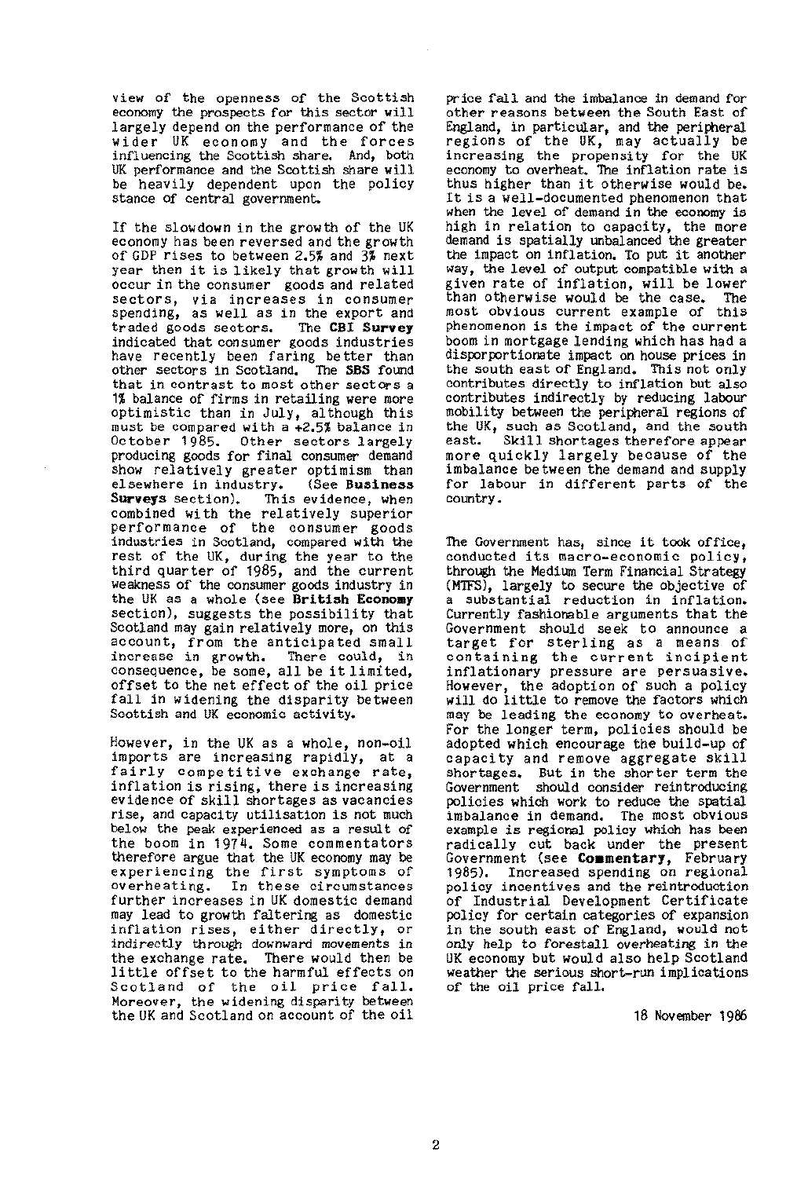view of the openness of the Scottish economy the prospects for this sector will largely depend on the performance of the wider UK economy and the forces influencing the Scottish share. And, both UK performance and the Scottish share will be heavily dependent upon the policy stance of central government.

If the slowdown in the growth of the UK economy has been reversed and the growth of GDP rises to between 2.5% and 3% next year then it is likely that growth will occur in the consumer goods and related sectors, via increases in consumer spending, as well as in the export and traded goods sectors. The **CBI Survey** indicated that consumer goods industries have recently been faring better than other sectors in Scotland. The **SBS** found that in contrast to most other sectors a 1% balance of firms in retailing were more optimistic than in July, although this must be compared with a +2.5% balance in October 1985. Other sectors largely producing goods for final consumer demand show relatively greater optimism than elsewhere in industry. (See **Business Surveys** section). This evidence, when combined with the relatively superior performance of the consumer goods industries in Scotland, compared with the rest of the UK, during the year to the third quarter of 1985, and the current weakness of the consumer goods industry in the UK as a whole (see **British Economy** section), suggests the possibility that Scotland may gain relatively more, on this account, from the anticipated small increase in growth. There could, in consequence, be some, all be it limited, offset to the net effect of the oil price fall in widening the disparity between Scottish and UK economic activity.

However, in the UK as a whole, non-oil imports are increasing rapidly, at a fairly competitive exchange rate, inflation is rising, there is increasing evidence of skill shortages as vacancies rise, and capacity utilisation is not much below the peak experienced as a result of the boom in 1974. Some commentators therefore argue that the UK economy may be experiencing the first symptoms of overheating. In these circumstances further increases in UK domestic demand may lead to growth faltering as domestic inflation rises, either directly, or indirectly through downward movements in the exchange rate. There would then be little offset to the harmful effects on Scotland of the oil price fall. Moreover, the widening disparity between the UK and Scotland on account of the oil price fall and the imbalance in demand for other reasons between the South East of England, in particular, and the peripheral regions of the UK, may actually be increasing the propensity for the UK economy to overheat. The inflation rate is thus higher than it otherwise would be. It is a well-documented phenomenon that when the level of demand in the economy is high in relation to capacity, the more demand is spatially unbalanced the greater the impact on inflation. To put it another way, the level of output compatible with a given rate of inflation, will be lower than otherwise would be the case. The most obvious current example of this phenomenon is the impact of the current boom in mortgage lending which has had a disproportionate impact on house prices in the south east of England. This not only contributes directly to inflation but also contributes indirectly by reducing labour mobility between the peripheral regions of the UK, such as Scotland, and the south east. Skill shortages therefore appear more quickly largely because of the imbalance between the demand and supply for labour in different parts of the country.

The Government has, since it took office, conducted its macro-economic policy, through the Medium Term Financial Strategy (MTFS), largely to secure the objective of a substantial reduction in inflation. Currently fashionable arguments that the Government should seek to announce a target for sterling as a means of containing the current incipient inflationary pressure are persuasive. However, the adoption of such a policy will do little to remove the factors which may be leading the economy to overheat. For the longer term, policies should be adopted which encourage the build-up of capacity and remove aggregate skill shortages. But in the shorter term the Government should consider reintroducing policies which work to reduce the spatial imbalance in demand. The most obvious example is regional policy which has been radically cut back under the present Government (see **Commentary**, February 1985). Increased spending on regional policy incentives and the reintroduction of Industrial Development Certificate policy for certain categories of expansion in the south east of England, would not only help to forestall overheating in the UK economy but would also help Scotland weather the serious short-run implications of the oil price fall.

18 November 1986